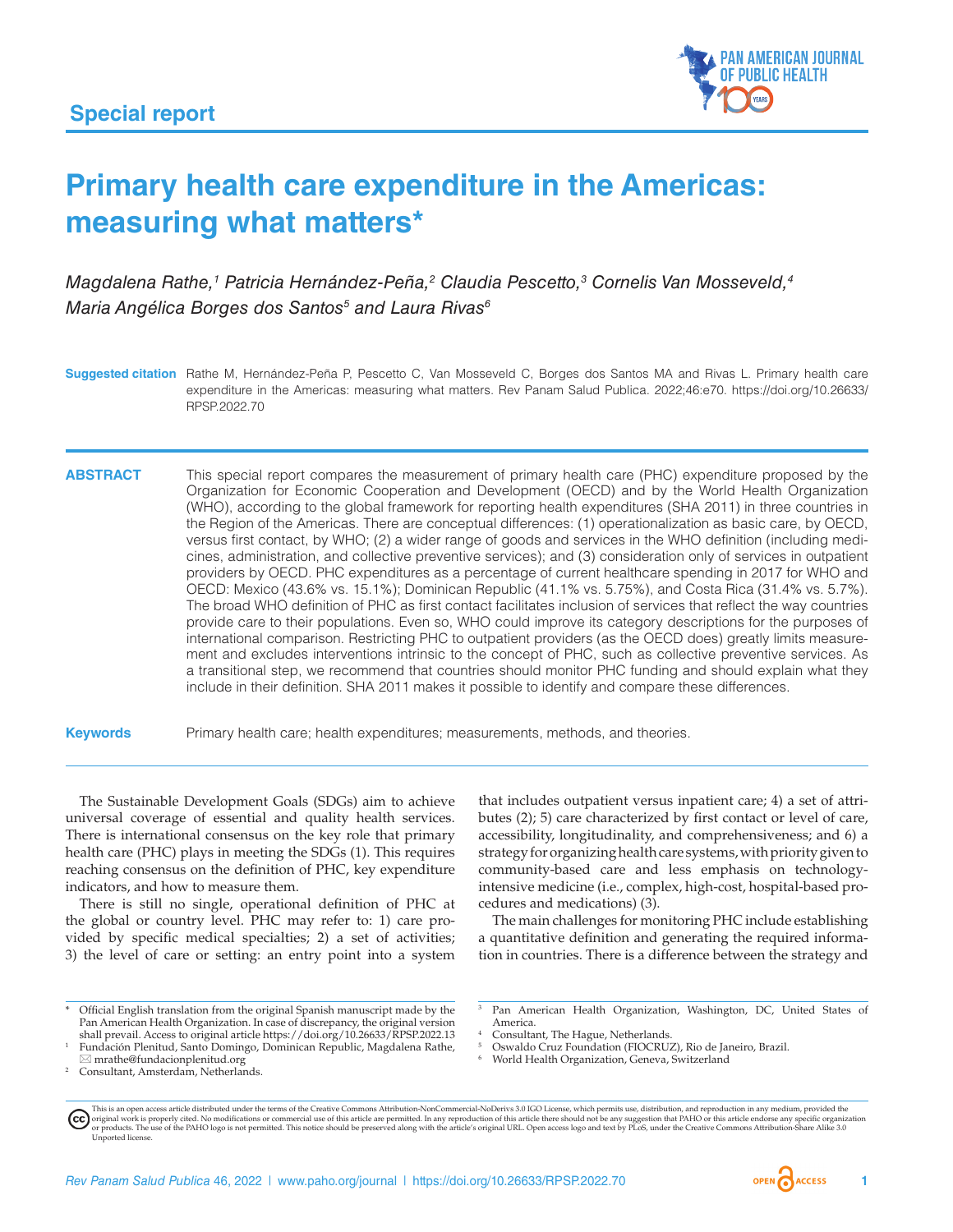Special report

# Primary health care expenditure in the Americas: measuring what matters*

*Magdalena Rathe,[1] Patricia Hernández-Peña,[2] Claudia Pescetto,[3] Cornelis Van Mosseveld,[4] Maria Angélica Borges dos Santos[5] and Laura Rivas[6]*

**Suggested citation** Rathe M, Hernández-Peña P, Pescetto C, Van Mosseveld C, Borges dos Santos MA and Rivas L. Primary health care expenditure in the Americas: measuring what matters. Rev Panam Salud Publica. 2022;46:e70. https://doi.org/10.26633/RPSP.2022.70

**ABSTRACT** This special report compares the measurement of primary health care (PHC) expenditure proposed by the Organization for Economic Cooperation and Development (OECD) and by the World Health Organization (WHO), according to the global framework for reporting health expenditures (SHA 2011) in three countries in the Region of the Americas. There are conceptual differences: (1) operationalization as basic care, by OECD, versus first contact, by WHO; (2) a wider range of goods and services in the WHO definition (including medicines, administration, and collective preventive services); and (3) consideration only of services in outpatient providers by OECD. PHC expenditures as a percentage of current healthcare spending in 2017 for WHO and OECD: Mexico (43.6% vs. 15.1%); Dominican Republic (41.1% vs. 5.75%), and Costa Rica (31.4% vs. 5.7%). The broad WHO definition of PHC as first contact facilitates inclusion of services that reflect the way countries provide care to their populations. Even so, WHO could improve its category descriptions for the purposes of international comparison. Restricting PHC to outpatient providers (as the OECD does) greatly limits measurement and excludes interventions intrinsic to the concept of PHC, such as collective preventive services. As a transitional step, we recommend that countries should monitor PHC funding and should explain what they include in their definition. SHA 2011 makes it possible to identify and compare these differences.

**Keywords** Primary health care; health expenditures; measurements, methods, and theories.

The Sustainable Development Goals (SDGs) aim to achieve universal coverage of essential and quality health services. There is international consensus on the key role that primary health care (PHC) plays in meeting the SDGs (1). This requires reaching consensus on the definition of PHC, key expenditure indicators, and how to measure them.

There is still no single, operational definition of PHC at the global or country level. PHC may refer to: 1) care provided by specific medical specialties; 2) a set of activities; 3) the level of care or setting: an entry point into a system that includes outpatient versus inpatient care; 4) a set of attributes (2); 5) care characterized by first contact or level of care, accessibility, longitudinality, and comprehensiveness; and 6) a strategy for organizing health care systems, with priority given to community-based care and less emphasis on technology-intensive medicine (i.e., complex, high-cost, hospital-based procedures and medications) (3).

The main challenges for monitoring PHC include establishing a quantitative definition and generating the required information in countries. There is a difference between the strategy and

---

* Official English translation from the original Spanish manuscript made by the Pan American Health Organization. In case of discrepancy, the original version shall prevail. Access to original article https://doi.org/10.26633/RPSP.2022.13

[1] Fundación Plenitud, Santo Domingo, Dominican Republic, Magdalena Rathe, ✉ mrathe@fundacionplenitud.org

[2] Consultant, Amsterdam, Netherlands.

[3] Pan American Health Organization, Washington, DC, United States of America.

[4] Consultant, The Hague, Netherlands.

[5] Oswaldo Cruz Foundation (FIOCRUZ), Rio de Janeiro, Brazil.

[6] World Health Organization, Geneva, Switzerland

This is an open access article distributed under the terms of the Creative Commons Attribution-NonCommercial-NoDerivs 3.0 IGO License, which permits use, distribution, and reproduction in any medium, provided the original work is properly cited. No modifications or commercial use of this article are permitted. In any reproduction of this article there should not be any suggestion that PAHO or this article endorse any specific organization or products. The use of the PAHO logo is not permitted. This notice should be preserved along with the article's original URL. Open access logo and text by PLoS, under the Creative Commons Attribution-Share Alike 3.0 Unported license.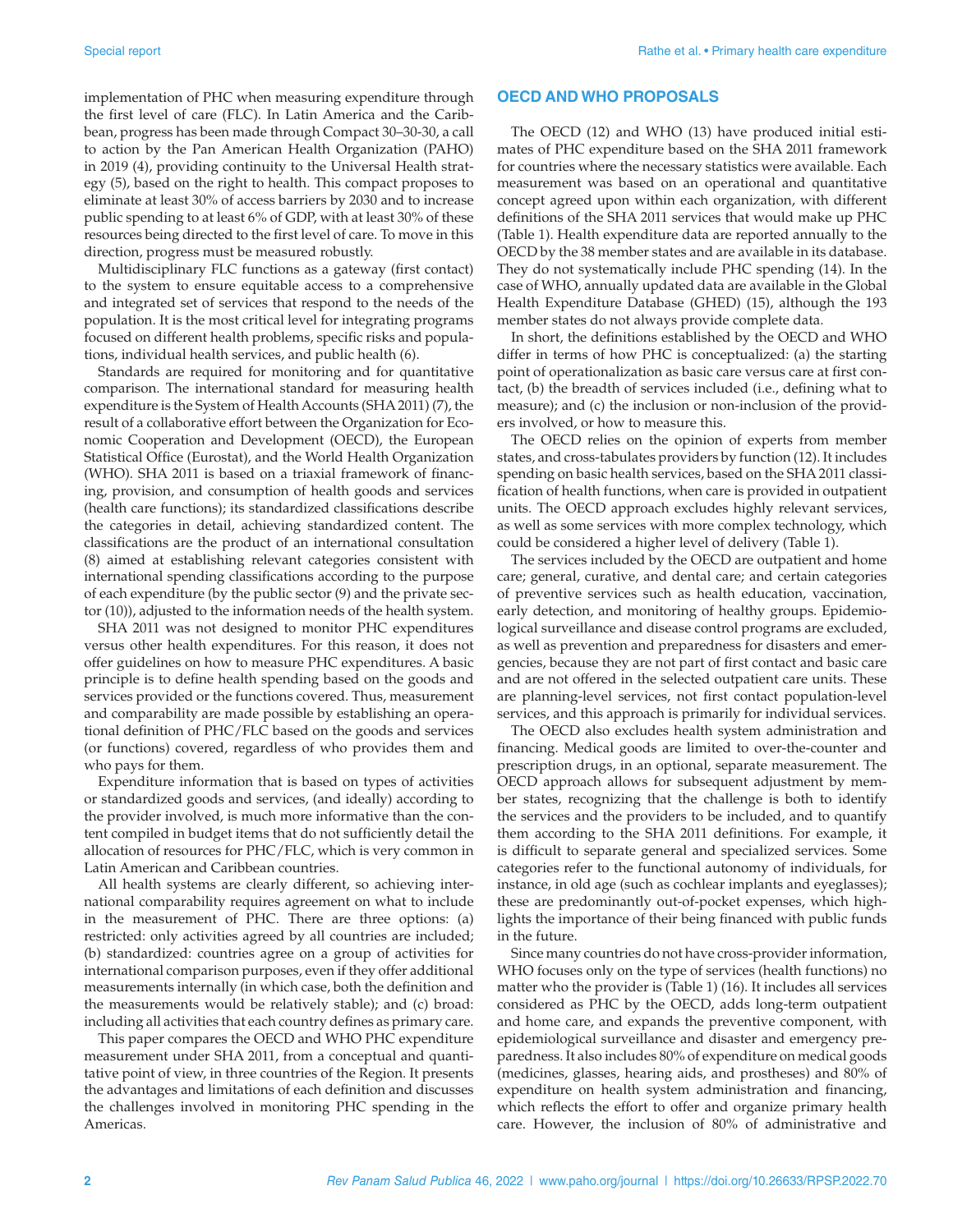implementation of PHC when measuring expenditure through the first level of care (FLC). In Latin America and the Caribbean, progress has been made through Compact 30–30-30, a call to action by the Pan American Health Organization (PAHO) in 2019 (4), providing continuity to the Universal Health strategy (5), based on the right to health. This compact proposes to eliminate at least 30% of access barriers by 2030 and to increase public spending to at least 6% of GDP, with at least 30% of these resources being directed to the first level of care. To move in this direction, progress must be measured robustly.

Multidisciplinary FLC functions as a gateway (first contact) to the system to ensure equitable access to a comprehensive and integrated set of services that respond to the needs of the population. It is the most critical level for integrating programs focused on different health problems, specific risks and populations, individual health services, and public health (6).

Standards are required for monitoring and for quantitative comparison. The international standard for measuring health expenditure is the System of Health Accounts (SHA 2011) (7), the result of a collaborative effort between the Organization for Economic Cooperation and Development (OECD), the European Statistical Office (Eurostat), and the World Health Organization (WHO). SHA 2011 is based on a triaxial framework of financing, provision, and consumption of health goods and services (health care functions); its standardized classifications describe the categories in detail, achieving standardized content. The classifications are the product of an international consultation (8) aimed at establishing relevant categories consistent with international spending classifications according to the purpose of each expenditure (by the public sector (9) and the private sector (10)), adjusted to the information needs of the health system.

SHA 2011 was not designed to monitor PHC expenditures versus other health expenditures. For this reason, it does not offer guidelines on how to measure PHC expenditures. A basic principle is to define health spending based on the goods and services provided or the functions covered. Thus, measurement and comparability are made possible by establishing an operational definition of PHC/FLC based on the goods and services (or functions) covered, regardless of who provides them and who pays for them.

Expenditure information that is based on types of activities or standardized goods and services, (and ideally) according to the provider involved, is much more informative than the content compiled in budget items that do not sufficiently detail the allocation of resources for PHC/FLC, which is very common in Latin American and Caribbean countries.

All health systems are clearly different, so achieving international comparability requires agreement on what to include in the measurement of PHC. There are three options: (a) restricted: only activities agreed by all countries are included; (b) standardized: countries agree on a group of activities for international comparison purposes, even if they offer additional measurements internally (in which case, both the definition and the measurements would be relatively stable); and (c) broad: including all activities that each country defines as primary care.

This paper compares the OECD and WHO PHC expenditure measurement under SHA 2011, from a conceptual and quantitative point of view, in three countries of the Region. It presents the advantages and limitations of each definition and discusses the challenges involved in monitoring PHC spending in the Americas.

## OECD AND WHO PROPOSALS

The OECD (12) and WHO (13) have produced initial estimates of PHC expenditure based on the SHA 2011 framework for countries where the necessary statistics were available. Each measurement was based on an operational and quantitative concept agreed upon within each organization, with different definitions of the SHA 2011 services that would make up PHC (Table 1). Health expenditure data are reported annually to the OECD by the 38 member states and are available in its database. They do not systematically include PHC spending (14). In the case of WHO, annually updated data are available in the Global Health Expenditure Database (GHED) (15), although the 193 member states do not always provide complete data.

In short, the definitions established by the OECD and WHO differ in terms of how PHC is conceptualized: (a) the starting point of operationalization as basic care versus care at first contact, (b) the breadth of services included (i.e., defining what to measure); and (c) the inclusion or non-inclusion of the providers involved, or how to measure this.

The OECD relies on the opinion of experts from member states, and cross-tabulates providers by function (12). It includes spending on basic health services, based on the SHA 2011 classification of health functions, when care is provided in outpatient units. The OECD approach excludes highly relevant services, as well as some services with more complex technology, which could be considered a higher level of delivery (Table 1).

The services included by the OECD are outpatient and home care; general, curative, and dental care; and certain categories of preventive services such as health education, vaccination, early detection, and monitoring of healthy groups. Epidemiological surveillance and disease control programs are excluded, as well as prevention and preparedness for disasters and emergencies, because they are not part of first contact and basic care and are not offered in the selected outpatient care units. These are planning-level services, not first contact population-level services, and this approach is primarily for individual services.

The OECD also excludes health system administration and financing. Medical goods are limited to over-the-counter and prescription drugs, in an optional, separate measurement. The OECD approach allows for subsequent adjustment by member states, recognizing that the challenge is both to identify the services and the providers to be included, and to quantify them according to the SHA 2011 definitions. For example, it is difficult to separate general and specialized services. Some categories refer to the functional autonomy of individuals, for instance, in old age (such as cochlear implants and eyeglasses); these are predominantly out-of-pocket expenses, which highlights the importance of their being financed with public funds in the future.

Since many countries do not have cross-provider information, WHO focuses only on the type of services (health functions) no matter who the provider is (Table 1) (16). It includes all services considered as PHC by the OECD, adds long-term outpatient and home care, and expands the preventive component, with epidemiological surveillance and disaster and emergency preparedness. It also includes 80% of expenditure on medical goods (medicines, glasses, hearing aids, and prostheses) and 80% of expenditure on health system administration and financing, which reflects the effort to offer and organize primary health care. However, the inclusion of 80% of administrative and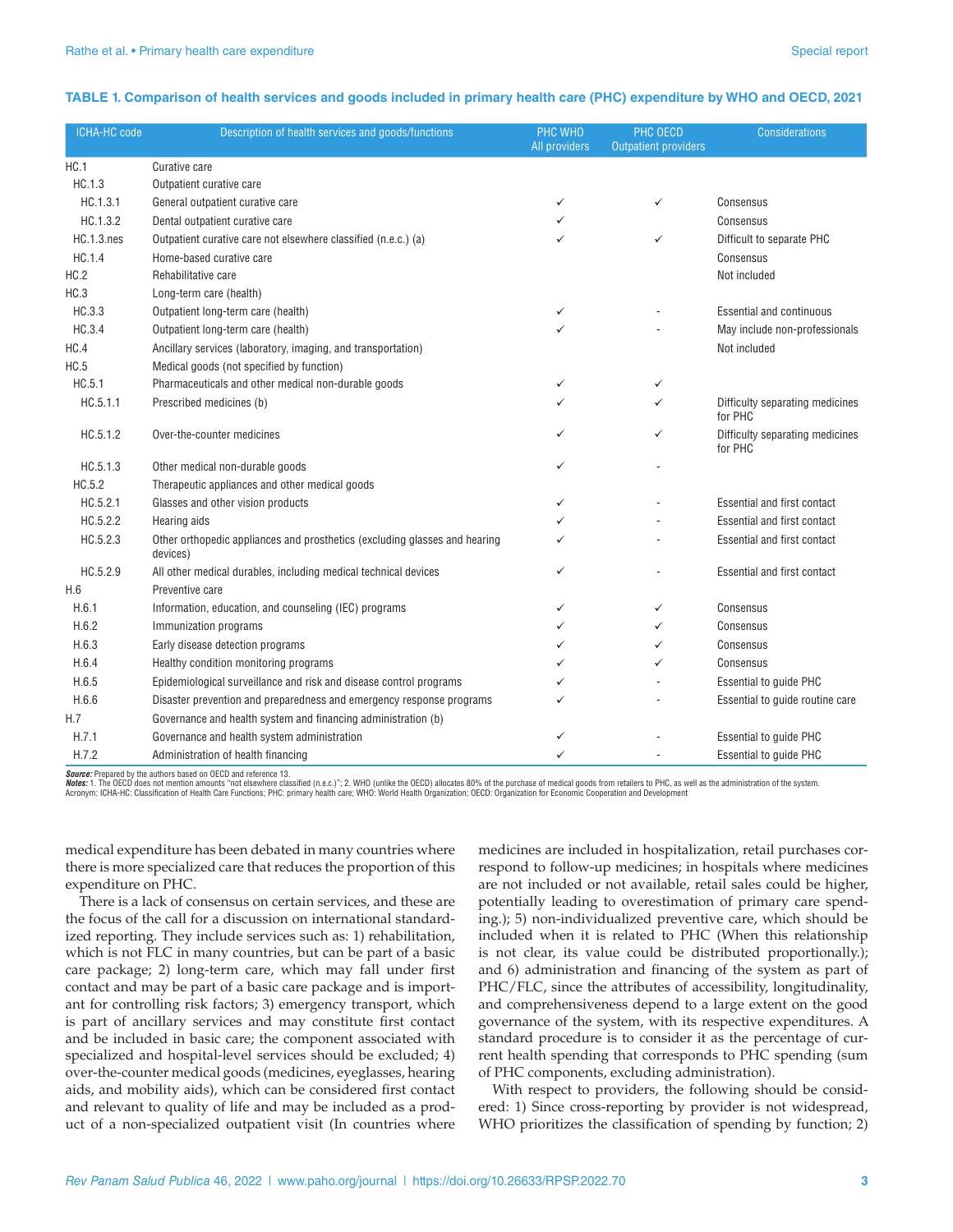**TABLE 1. Comparison of health services and goods included in primary health care (PHC) expenditure by WHO and OECD, 2021**

| ICHA-HC code | Description of health services and goods/functions | PHC WHO All providers | PHC OECD Outpatient providers | Considerations |
|---|---|---|---|---|
| HC.1 | Curative care | | | |
| HC.1.3 | Outpatient curative care | | | |
| HC.1.3.1 | General outpatient curative care | ✓ | ✓ | Consensus |
| HC.1.3.2 | Dental outpatient curative care | ✓ | | Consensus |
| HC.1.3.nes | Outpatient curative care not elsewhere classified (n.e.c.) (a) | ✓ | ✓ | Difficult to separate PHC |
| HC.1.4 | Home-based curative care | | | Consensus |
| HC.2 | Rehabilitative care | | | Not included |
| HC.3 | Long-term care (health) | | | |
| HC.3.3 | Outpatient long-term care (health) | ✓ | - | Essential and continuous |
| HC.3.4 | Outpatient long-term care (health) | ✓ | - | May include non-professionals |
| HC.4 | Ancillary services (laboratory, imaging, and transportation) | | | Not included |
| HC.5 | Medical goods (not specified by function) | | | |
| HC.5.1 | Pharmaceuticals and other medical non-durable goods | ✓ | ✓ | |
| HC.5.1.1 | Prescribed medicines (b) | ✓ | ✓ | Difficulty separating medicines for PHC |
| HC.5.1.2 | Over-the-counter medicines | ✓ | ✓ | Difficulty separating medicines for PHC |
| HC.5.1.3 | Other medical non-durable goods | ✓ | - | |
| HC.5.2 | Therapeutic appliances and other medical goods | | | |
| HC.5.2.1 | Glasses and other vision products | ✓ | - | Essential and first contact |
| HC.5.2.2 | Hearing aids | ✓ | - | Essential and first contact |
| HC.5.2.3 | Other orthopedic appliances and prosthetics (excluding glasses and hearing devices) | ✓ | - | Essential and first contact |
| HC.5.2.9 | All other medical durables, including medical technical devices | ✓ | - | Essential and first contact |
| H.6 | Preventive care | | | |
| H.6.1 | Information, education, and counseling (IEC) programs | ✓ | ✓ | Consensus |
| H.6.2 | Immunization programs | ✓ | ✓ | Consensus |
| H.6.3 | Early disease detection programs | ✓ | ✓ | Consensus |
| H.6.4 | Healthy condition monitoring programs | ✓ | ✓ | Consensus |
| H.6.5 | Epidemiological surveillance and risk and disease control programs | ✓ | - | Essential to guide PHC |
| H.6.6 | Disaster prevention and preparedness and emergency response programs | ✓ | - | Essential to guide routine care |
| H.7 | Governance and health system and financing administration (b) | | | |
| H.7.1 | Governance and health system administration | ✓ | - | Essential to guide PHC |
| H.7.2 | Administration of health financing | ✓ | - | Essential to guide PHC |

***Source:*** Prepared by the authors based on OECD and reference 13.
***Notes:*** 1. The OECD does not mention amounts "not elsewhere classified (n.e.c.)"; 2. WHO (unlike the OECD) allocates 80% of the purchase of medical goods from retailers to PHC, as well as the administration of the system.
Acronym: ICHA-HC: Classification of Health Care Functions; PHC: primary health care; WHO: World Health Organization; OECD: Organization for Economic Cooperation and Development

medical expenditure has been debated in many countries where there is more specialized care that reduces the proportion of this expenditure on PHC.

There is a lack of consensus on certain services, and these are the focus of the call for a discussion on international standardized reporting. They include services such as: 1) rehabilitation, which is not FLC in many countries, but can be part of a basic care package; 2) long-term care, which may fall under first contact and may be part of a basic care package and is important for controlling risk factors; 3) emergency transport, which is part of ancillary services and may constitute first contact and be included in basic care; the component associated with specialized and hospital-level services should be excluded; 4) over-the-counter medical goods (medicines, eyeglasses, hearing aids, and mobility aids), which can be considered first contact and relevant to quality of life and may be included as a product of a non-specialized outpatient visit (In countries where medicines are included in hospitalization, retail purchases correspond to follow-up medicines; in hospitals where medicines are not included or not available, retail sales could be higher, potentially leading to overestimation of primary care spending.); 5) non-individualized preventive care, which should be included when it is related to PHC (When this relationship is not clear, its value could be distributed proportionally.); and 6) administration and financing of the system as part of PHC/FLC, since the attributes of accessibility, longitudinality, and comprehensiveness depend to a large extent on the good governance of the system, with its respective expenditures. A standard procedure is to consider it as the percentage of current health spending that corresponds to PHC spending (sum of PHC components, excluding administration).

With respect to providers, the following should be considered: 1) Since cross-reporting by provider is not widespread, WHO prioritizes the classification of spending by function; 2)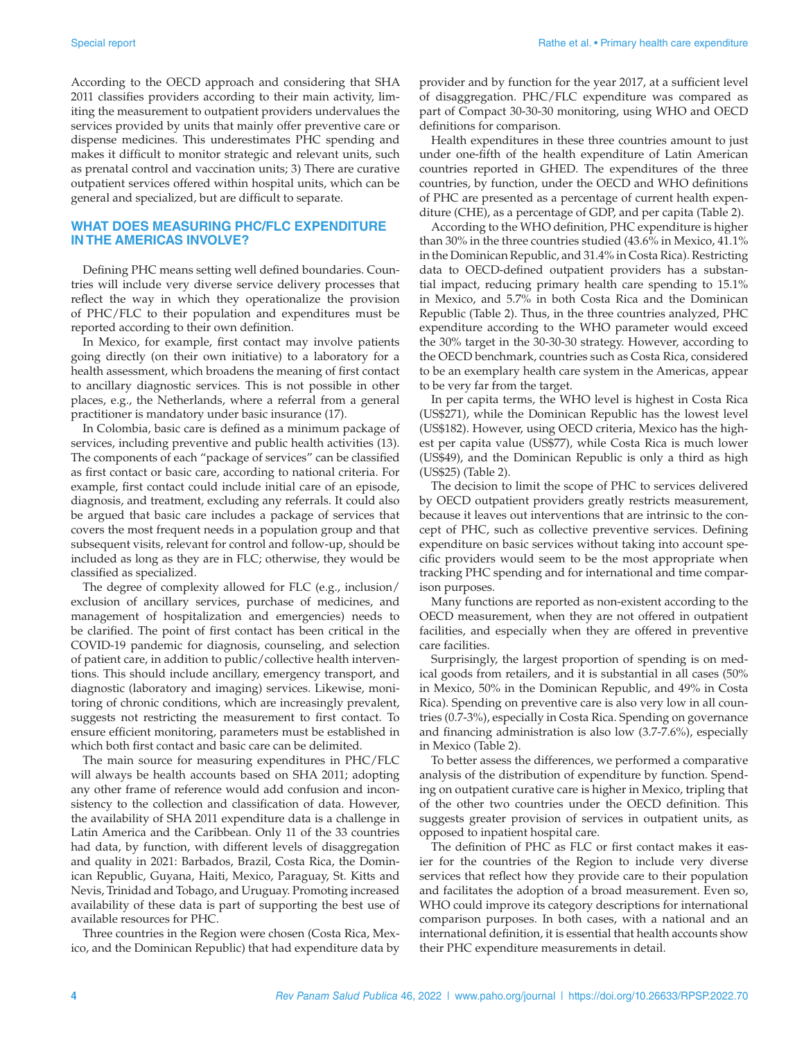According to the OECD approach and considering that SHA 2011 classifies providers according to their main activity, limiting the measurement to outpatient providers undervalues the services provided by units that mainly offer preventive care or dispense medicines. This underestimates PHC spending and makes it difficult to monitor strategic and relevant units, such as prenatal control and vaccination units; 3) There are curative outpatient services offered within hospital units, which can be general and specialized, but are difficult to separate.

## WHAT DOES MEASURING PHC/FLC EXPENDITURE IN THE AMERICAS INVOLVE?

Defining PHC means setting well defined boundaries. Countries will include very diverse service delivery processes that reflect the way in which they operationalize the provision of PHC/FLC to their population and expenditures must be reported according to their own definition.

In Mexico, for example, first contact may involve patients going directly (on their own initiative) to a laboratory for a health assessment, which broadens the meaning of first contact to ancillary diagnostic services. This is not possible in other places, e.g., the Netherlands, where a referral from a general practitioner is mandatory under basic insurance (17).

In Colombia, basic care is defined as a minimum package of services, including preventive and public health activities (13). The components of each "package of services" can be classified as first contact or basic care, according to national criteria. For example, first contact could include initial care of an episode, diagnosis, and treatment, excluding any referrals. It could also be argued that basic care includes a package of services that covers the most frequent needs in a population group and that subsequent visits, relevant for control and follow-up, should be included as long as they are in FLC; otherwise, they would be classified as specialized.

The degree of complexity allowed for FLC (e.g., inclusion/exclusion of ancillary services, purchase of medicines, and management of hospitalization and emergencies) needs to be clarified. The point of first contact has been critical in the COVID-19 pandemic for diagnosis, counseling, and selection of patient care, in addition to public/collective health interventions. This should include ancillary, emergency transport, and diagnostic (laboratory and imaging) services. Likewise, monitoring of chronic conditions, which are increasingly prevalent, suggests not restricting the measurement to first contact. To ensure efficient monitoring, parameters must be established in which both first contact and basic care can be delimited.

The main source for measuring expenditures in PHC/FLC will always be health accounts based on SHA 2011; adopting any other frame of reference would add confusion and inconsistency to the collection and classification of data. However, the availability of SHA 2011 expenditure data is a challenge in Latin America and the Caribbean. Only 11 of the 33 countries had data, by function, with different levels of disaggregation and quality in 2021: Barbados, Brazil, Costa Rica, the Dominican Republic, Guyana, Haiti, Mexico, Paraguay, St. Kitts and Nevis, Trinidad and Tobago, and Uruguay. Promoting increased availability of these data is part of supporting the best use of available resources for PHC.

Three countries in the Region were chosen (Costa Rica, Mexico, and the Dominican Republic) that had expenditure data by provider and by function for the year 2017, at a sufficient level of disaggregation. PHC/FLC expenditure was compared as part of Compact 30-30-30 monitoring, using WHO and OECD definitions for comparison.

Health expenditures in these three countries amount to just under one-fifth of the health expenditure of Latin American countries reported in GHED. The expenditures of the three countries, by function, under the OECD and WHO definitions of PHC are presented as a percentage of current health expenditure (CHE), as a percentage of GDP, and per capita (Table 2).

According to the WHO definition, PHC expenditure is higher than 30% in the three countries studied (43.6% in Mexico, 41.1% in the Dominican Republic, and 31.4% in Costa Rica). Restricting data to OECD-defined outpatient providers has a substantial impact, reducing primary health care spending to 15.1% in Mexico, and 5.7% in both Costa Rica and the Dominican Republic (Table 2). Thus, in the three countries analyzed, PHC expenditure according to the WHO parameter would exceed the 30% target in the 30-30-30 strategy. However, according to the OECD benchmark, countries such as Costa Rica, considered to be an exemplary health care system in the Americas, appear to be very far from the target.

In per capita terms, the WHO level is highest in Costa Rica (US$271), while the Dominican Republic has the lowest level (US$182). However, using OECD criteria, Mexico has the highest per capita value (US$77), while Costa Rica is much lower (US$49), and the Dominican Republic is only a third as high (US$25) (Table 2).

The decision to limit the scope of PHC to services delivered by OECD outpatient providers greatly restricts measurement, because it leaves out interventions that are intrinsic to the concept of PHC, such as collective preventive services. Defining expenditure on basic services without taking into account specific providers would seem to be the most appropriate when tracking PHC spending and for international and time comparison purposes.

Many functions are reported as non-existent according to the OECD measurement, when they are not offered in outpatient facilities, and especially when they are offered in preventive care facilities.

Surprisingly, the largest proportion of spending is on medical goods from retailers, and it is substantial in all cases (50% in Mexico, 50% in the Dominican Republic, and 49% in Costa Rica). Spending on preventive care is also very low in all countries (0.7-3%), especially in Costa Rica. Spending on governance and financing administration is also low (3.7-7.6%), especially in Mexico (Table 2).

To better assess the differences, we performed a comparative analysis of the distribution of expenditure by function. Spending on outpatient curative care is higher in Mexico, tripling that of the other two countries under the OECD definition. This suggests greater provision of services in outpatient units, as opposed to inpatient hospital care.

The definition of PHC as FLC or first contact makes it easier for the countries of the Region to include very diverse services that reflect how they provide care to their population and facilitates the adoption of a broad measurement. Even so, WHO could improve its category descriptions for international comparison purposes. In both cases, with a national and an international definition, it is essential that health accounts show their PHC expenditure measurements in detail.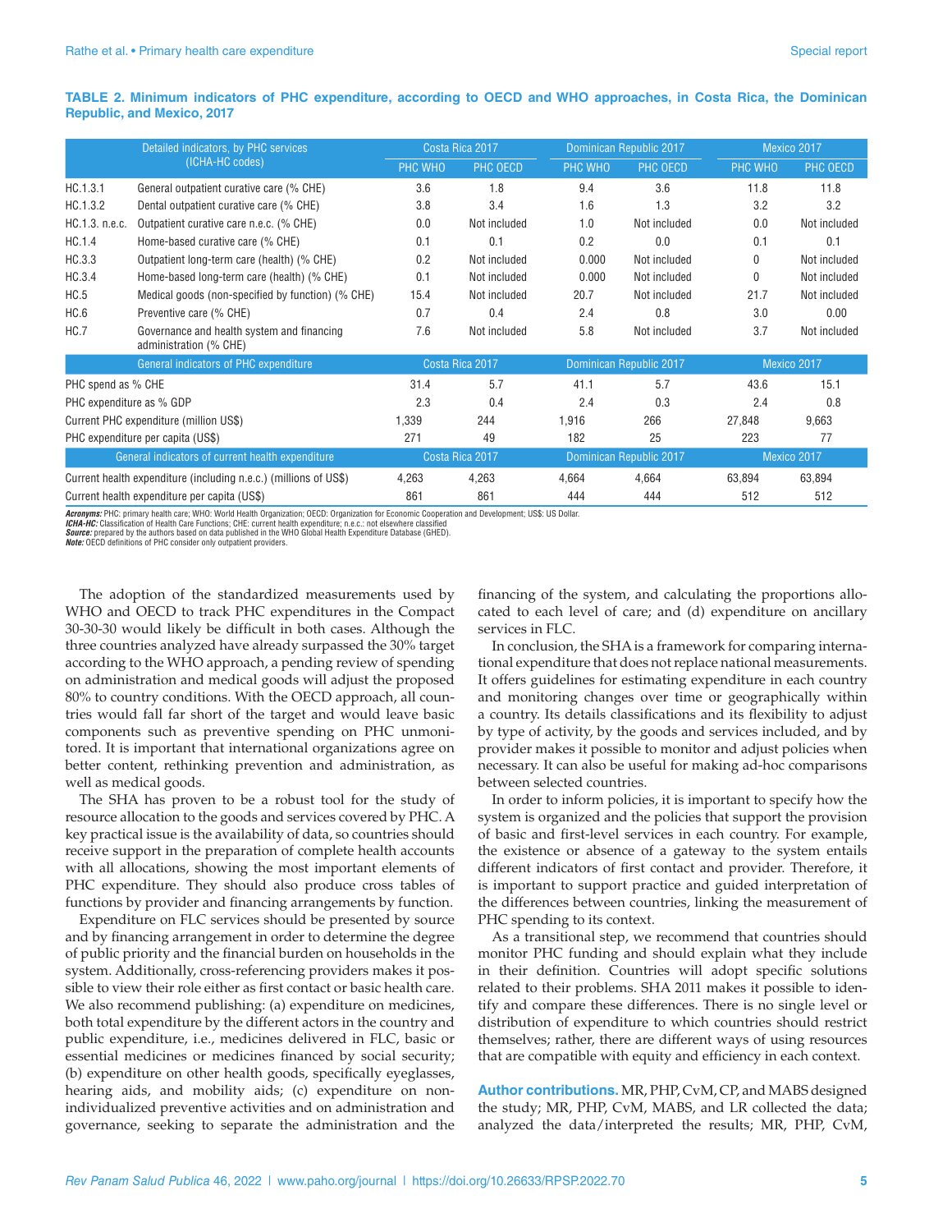**TABLE 2. Minimum indicators of PHC expenditure, according to OECD and WHO approaches, in Costa Rica, the Dominican Republic, and Mexico, 2017**

| Detailed indicators, by PHC services (ICHA-HC codes) | | Costa Rica 2017 | | Dominican Republic 2017 | | Mexico 2017 | |
|---|---|---|---|---|---|---|---|
| | | PHC WHO | PHC OECD | PHC WHO | PHC OECD | PHC WHO | PHC OECD |
| HC.1.3.1 | General outpatient curative care (% CHE) | 3.6 | 1.8 | 9.4 | 3.6 | 11.8 | 11.8 |
| HC.1.3.2 | Dental outpatient curative care (% CHE) | 3.8 | 3.4 | 1.6 | 1.3 | 3.2 | 3.2 |
| HC.1.3. n.e.c. | Outpatient curative care n.e.c. (% CHE) | 0.0 | Not included | 1.0 | Not included | 0.0 | Not included |
| HC.1.4 | Home-based curative care (% CHE) | 0.1 | 0.1 | 0.2 | 0.0 | 0.1 | 0.1 |
| HC.3.3 | Outpatient long-term care (health) (% CHE) | 0.2 | Not included | 0.000 | Not included | 0 | Not included |
| HC.3.4 | Home-based long-term care (health) (% CHE) | 0.1 | Not included | 0.000 | Not included | 0 | Not included |
| HC.5 | Medical goods (non-specified by function) (% CHE) | 15.4 | Not included | 20.7 | Not included | 21.7 | Not included |
| HC.6 | Preventive care (% CHE) | 0.7 | 0.4 | 2.4 | 0.8 | 3.0 | 0.00 |
| HC.7 | Governance and health system and financing administration (% CHE) | 7.6 | Not included | 5.8 | Not included | 3.7 | Not included |
| General indicators of PHC expenditure | | Costa Rica 2017 | | Dominican Republic 2017 | | Mexico 2017 | |
| PHC spend as % CHE | | 31.4 | 5.7 | 41.1 | 5.7 | 43.6 | 15.1 |
| PHC expenditure as % GDP | | 2.3 | 0.4 | 2.4 | 0.3 | 2.4 | 0.8 |
| Current PHC expenditure (million US$) | | 1,339 | 244 | 1,916 | 266 | 27,848 | 9,663 |
| PHC expenditure per capita (US$) | | 271 | 49 | 182 | 25 | 223 | 77 |
| General indicators of current health expenditure | | Costa Rica 2017 | | Dominican Republic 2017 | | Mexico 2017 | |
| Current health expenditure (including n.e.c.) (millions of US$) | | 4,263 | 4,263 | 4,664 | 4,664 | 63,894 | 63,894 |
| Current health expenditure per capita (US$) | | 861 | 861 | 444 | 444 | 512 | 512 |

***Acronyms:*** PHC: primary health care; WHO: World Health Organization; OECD: Organization for Economic Cooperation and Development; US$: US Dollar.
***ICHA-HC:*** Classification of Health Care Functions; CHE: current health expenditure; n.e.c.: not elsewhere classified
***Source:*** prepared by the authors based on data published in the WHO Global Health Expenditure Database (GHED).
***Note:*** OECD definitions of PHC consider only outpatient providers.

The adoption of the standardized measurements used by WHO and OECD to track PHC expenditures in the Compact 30-30-30 would likely be difficult in both cases. Although the three countries analyzed have already surpassed the 30% target according to the WHO approach, a pending review of spending on administration and medical goods will adjust the proposed 80% to country conditions. With the OECD approach, all countries would fall far short of the target and would leave basic components such as preventive spending on PHC unmonitored. It is important that international organizations agree on better content, rethinking prevention and administration, as well as medical goods.

The SHA has proven to be a robust tool for the study of resource allocation to the goods and services covered by PHC. A key practical issue is the availability of data, so countries should receive support in the preparation of complete health accounts with all allocations, showing the most important elements of PHC expenditure. They should also produce cross tables of functions by provider and financing arrangements by function.

Expenditure on FLC services should be presented by source and by financing arrangement in order to determine the degree of public priority and the financial burden on households in the system. Additionally, cross-referencing providers makes it possible to view their role either as first contact or basic health care. We also recommend publishing: (a) expenditure on medicines, both total expenditure by the different actors in the country and public expenditure, i.e., medicines delivered in FLC, basic or essential medicines or medicines financed by social security; (b) expenditure on other health goods, specifically eyeglasses, hearing aids, and mobility aids; (c) expenditure on non-individualized preventive activities and on administration and governance, seeking to separate the administration and the financing of the system, and calculating the proportions allocated to each level of care; and (d) expenditure on ancillary services in FLC.

In conclusion, the SHA is a framework for comparing international expenditure that does not replace national measurements. It offers guidelines for estimating expenditure in each country and monitoring changes over time or geographically within a country. Its details classifications and its flexibility to adjust by type of activity, by the goods and services included, and by provider makes it possible to monitor and adjust policies when necessary. It can also be useful for making ad-hoc comparisons between selected countries.

In order to inform policies, it is important to specify how the system is organized and the policies that support the provision of basic and first-level services in each country. For example, the existence or absence of a gateway to the system entails different indicators of first contact and provider. Therefore, it is important to support practice and guided interpretation of the differences between countries, linking the measurement of PHC spending to its context.

As a transitional step, we recommend that countries should monitor PHC funding and should explain what they include in their definition. Countries will adopt specific solutions related to their problems. SHA 2011 makes it possible to identify and compare these differences. There is no single level or distribution of expenditure to which countries should restrict themselves; rather, there are different ways of using resources that are compatible with equity and efficiency in each context.

**Author contributions.** MR, PHP, CvM, CP, and MABS designed the study; MR, PHP, CvM, MABS, and LR collected the data; analyzed the data/interpreted the results; MR, PHP, CvM,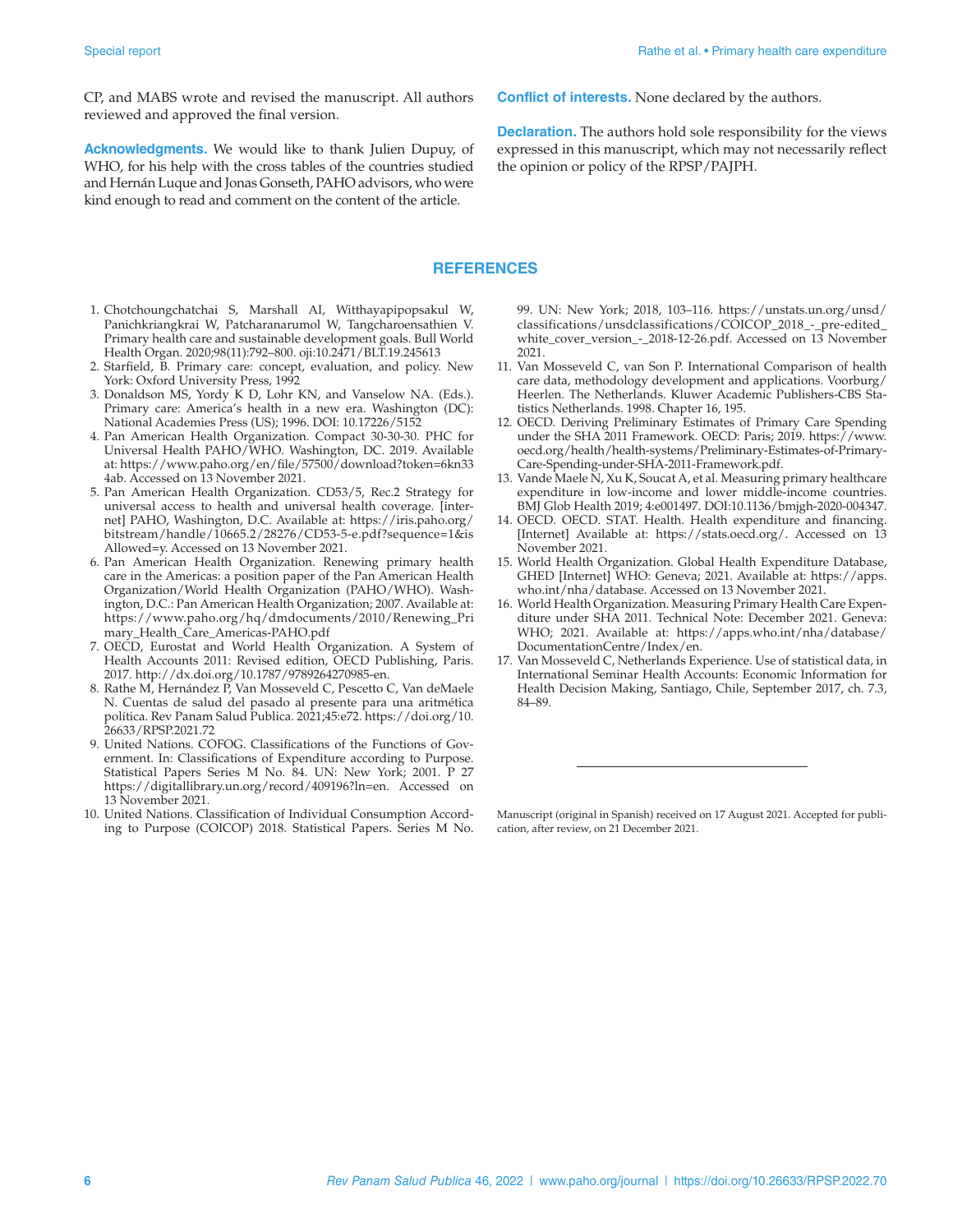CP, and MABS wrote and revised the manuscript. All authors reviewed and approved the final version.

**Acknowledgments.** We would like to thank Julien Dupuy, of WHO, for his help with the cross tables of the countries studied and Hernán Luque and Jonas Gonseth, PAHO advisors, who were kind enough to read and comment on the content of the article.

**Conflict of interests.** None declared by the authors.

**Declaration.** The authors hold sole responsibility for the views expressed in this manuscript, which may not necessarily reflect the opinion or policy of the RPSP/PAJPH.

## REFERENCES

1. Chotchoungchatchai S, Marshall AI, Witthayapipopsakul W, Panichkriangkrai W, Patcharanarumol W, Tangcharoensathien V. Primary health care and sustainable development goals. Bull World Health Organ. 2020;98(11):792–800. oji:10.2471/BLT.19.245613
2. Starfield, B. Primary care: concept, evaluation, and policy. New York: Oxford University Press, 1992
3. Donaldson MS, Yordy K D, Lohr KN, and Vanselow NA. (Eds.). Primary care: America's health in a new era. Washington (DC): National Academies Press (US); 1996. DOI: 10.17226/5152
4. Pan American Health Organization. Compact 30-30-30. PHC for Universal Health PAHO/WHO. Washington, DC. 2019. Available at: https://www.paho.org/en/file/57500/download?token=6kn334ab. Accessed on 13 November 2021.
5. Pan American Health Organization. CD53/5, Rev.2 Strategy for universal access to health and universal health coverage. [internet] PAHO, Washington, D.C. Available at: https://iris.paho.org/bitstream/handle/10665.2/28276/CD53-5-e.pdf?sequence=1&isAllowed=y. Accessed on 13 November 2021.
6. Pan American Health Organization. Renewing primary health care in the Americas: a position paper of the Pan American Health Organization/World Health Organization (PAHO/WHO). Washington, D.C.: Pan American Health Organization; 2007. Available at: https://www.paho.org/hq/dmdocuments/2010/Renewing_Primary_Health_Care_Americas-PAHO.pdf
7. OECD, Eurostat and World Health Organization. A System of Health Accounts 2011: Revised edition, OECD Publishing, Paris. 2017. http://dx.doi.org/10.1787/9789264270985-en.
8. Rathe M, Hernández P, Van Mosseveld C, Pescetto C, Van deMaele N. Cuentas de salud del pasado al presente para una aritmética política. Rev Panam Salud Publica. 2021;45:e72. https://doi.org/10.26633/RPSP.2021.72
9. United Nations. COFOG. Classifications of the Functions of Government. In: Classifications of Expenditure according to Purpose. Statistical Papers Series M No. 84. UN: New York; 2001. P 27 https://digitallibrary.un.org/record/409196?ln=en. Accessed on 13 November 2021.
10. United Nations. Classification of Individual Consumption According to Purpose (COICOP) 2018. Statistical Papers. Series M No. 99. UN: New York; 2018, 103–116. https://unstats.un.org/unsd/classifications/unsdclassifications/COICOP_2018_-_pre-edited_white_cover_version_-_2018-12-26.pdf. Accessed on 13 November 2021.
11. Van Mosseveld C, van Son P. International Comparison of health care data, methodology development and applications. Voorburg/Heerlen. The Netherlands. Kluwer Academic Publishers-CBS Statistics Netherlands. 1998. Chapter 16, 195.
12. OECD. Deriving Preliminary Estimates of Primary Care Spending under the SHA 2011 Framework. OECD: Paris; 2019. https://www.oecd.org/health/health-systems/Preliminary-Estimates-of-Primary-Care-Spending-under-SHA-2011-Framework.pdf.
13. Vande Maele N, Xu K, Soucat A, et al. Measuring primary healthcare expenditure in low-income and lower middle-income countries. BMJ Glob Health 2019; 4:e001497. DOI:10.1136/bmjgh-2020-004347.
14. OECD. OECD. STAT. Health. Health expenditure and financing. [Internet] Available at: https://stats.oecd.org/. Accessed on 13 November 2021.
15. World Health Organization. Global Health Expenditure Database, GHED [Internet] WHO: Geneva; 2021. Available at: https://apps.who.int/nha/database. Accessed on 13 November 2021.
16. World Health Organization. Measuring Primary Health Care Expenditure under SHA 2011. Technical Note: December 2021. Geneva: WHO; 2021. Available at: https://apps.who.int/nha/database/DocumentationCentre/Index/en.
17. Van Mosseveld C, Netherlands Experience. Use of statistical data, in International Seminar Health Accounts: Economic Information for Health Decision Making, Santiago, Chile, September 2017, ch. 7.3, 84–89.

---

Manuscript (original in Spanish) received on 17 August 2021. Accepted for publication, after review, on 21 December 2021.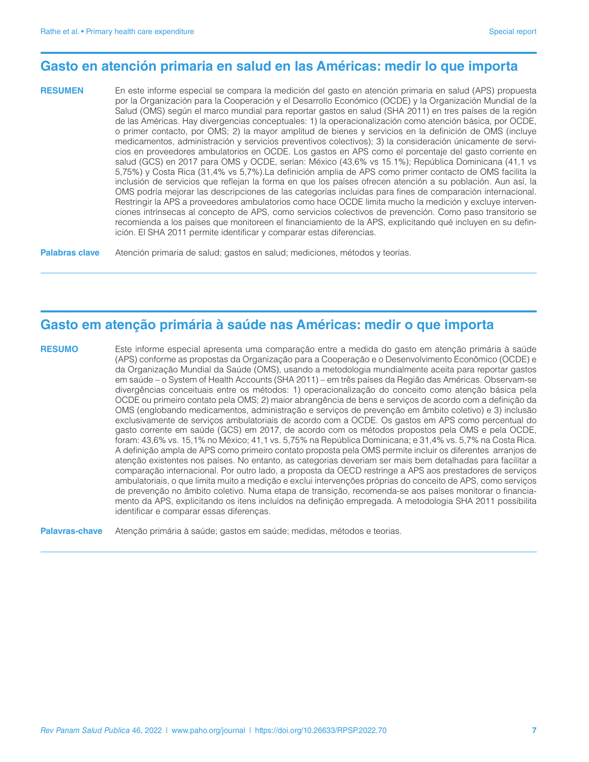## Gasto en atención primaria en salud en las Américas: medir lo que importa

**RESUMEN** En este informe especial se compara la medición del gasto en atención primaria en salud (APS) propuesta por la Organización para la Cooperación y el Desarrollo Económico (OCDE) y la Organización Mundial de la Salud (OMS) según el marco mundial para reportar gastos en salud (SHA 2011) en tres países de la región de las Américas. Hay divergencias conceptuales: 1) la operacionalización como atención básica, por OCDE, o primer contacto, por OMS; 2) la mayor amplitud de bienes y servicios en la definición de OMS (incluye medicamentos, administración y servicios preventivos colectivos); 3) la consideración únicamente de servicios en proveedores ambulatorios en OCDE. Los gastos en APS como el porcentaje del gasto corriente en salud (GCS) en 2017 para OMS y OCDE, serían: México (43,6% vs 15.1%); República Dominicana (41,1 vs 5,75%) y Costa Rica (31,4% vs 5,7%).La definición amplia de APS como primer contacto de OMS facilita la inclusión de servicios que reflejan la forma en que los países ofrecen atención a su población. Aun así, la OMS podría mejorar las descripciones de las categorías incluidas para fines de comparación internacional. Restringir la APS a proveedores ambulatorios como hace OCDE limita mucho la medición y excluye intervenciones intrínsecas al concepto de APS, como servicios colectivos de prevención. Como paso transitorio se recomienda a los países que monitoreen el financiamiento de la APS, explicitando qué incluyen en su definición. El SHA 2011 permite identificar y comparar estas diferencias.

**Palabras clave** Atención primaria de salud; gastos en salud; mediciones, métodos y teorías.

## Gasto em atenção primária à saúde nas Américas: medir o que importa

**RESUMO** Este informe especial apresenta uma comparação entre a medida do gasto em atenção primária à saúde (APS) conforme as propostas da Organização para a Cooperação e o Desenvolvimento Econômico (OCDE) e da Organização Mundial da Saúde (OMS), usando a metodologia mundialmente aceita para reportar gastos em saúde – o System of Health Accounts (SHA 2011) – em três países da Região das Américas. Observam-se divergências conceituais entre os métodos: 1) operacionalização do conceito como atenção básica pela OCDE ou primeiro contato pela OMS; 2) maior abrangência de bens e serviços de acordo com a definição da OMS (englobando medicamentos, administração e serviços de prevenção em âmbito coletivo) e 3) inclusão exclusivamente de serviços ambulatoriais de acordo com a OCDE. Os gastos em APS como percentual do gasto corrente em saúde (GCS) em 2017, de acordo com os métodos propostos pela OMS e pela OCDE, foram: 43,6% vs. 15,1% no México; 41,1 vs. 5,75% na República Dominicana; e 31,4% vs. 5,7% na Costa Rica. A definição ampla de APS como primeiro contato proposta pela OMS permite incluir os diferentes arranjos de atenção existentes nos países. No entanto, as categorias deveriam ser mais bem detalhadas para facilitar a comparação internacional. Por outro lado, a proposta da OECD restringe a APS aos prestadores de serviços ambulatoriais, o que limita muito a medição e exclui intervenções próprias do conceito de APS, como serviços de prevenção no âmbito coletivo. Numa etapa de transição, recomenda-se aos países monitorar o financiamento da APS, explicitando os itens incluídos na definição empregada. A metodologia SHA 2011 possibilita identificar e comparar essas diferenças.

**Palavras-chave** Atenção primária à saúde; gastos em saúde; medidas, métodos e teorias.